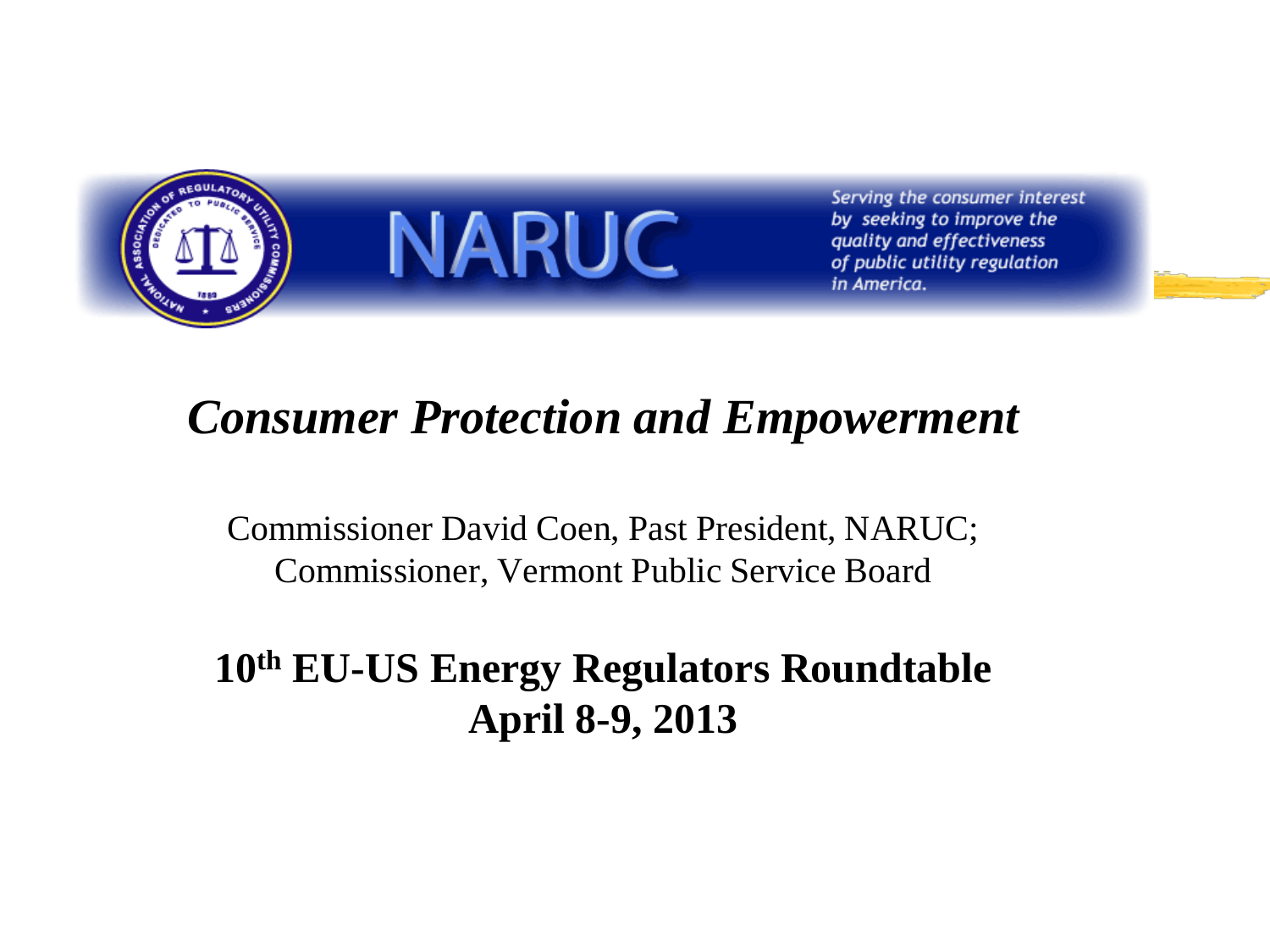NARUC

*Serving the consumer interest by seeking to improve the quality and effectiveness of public utility regulation in America.*

# *Consumer Protection and Empowerment*

Commissioner David Coen, Past President, NARUC;
Commissioner, Vermont Public Service Board

**10th EU-US Energy Regulators Roundtable**
**April 8-9, 2013**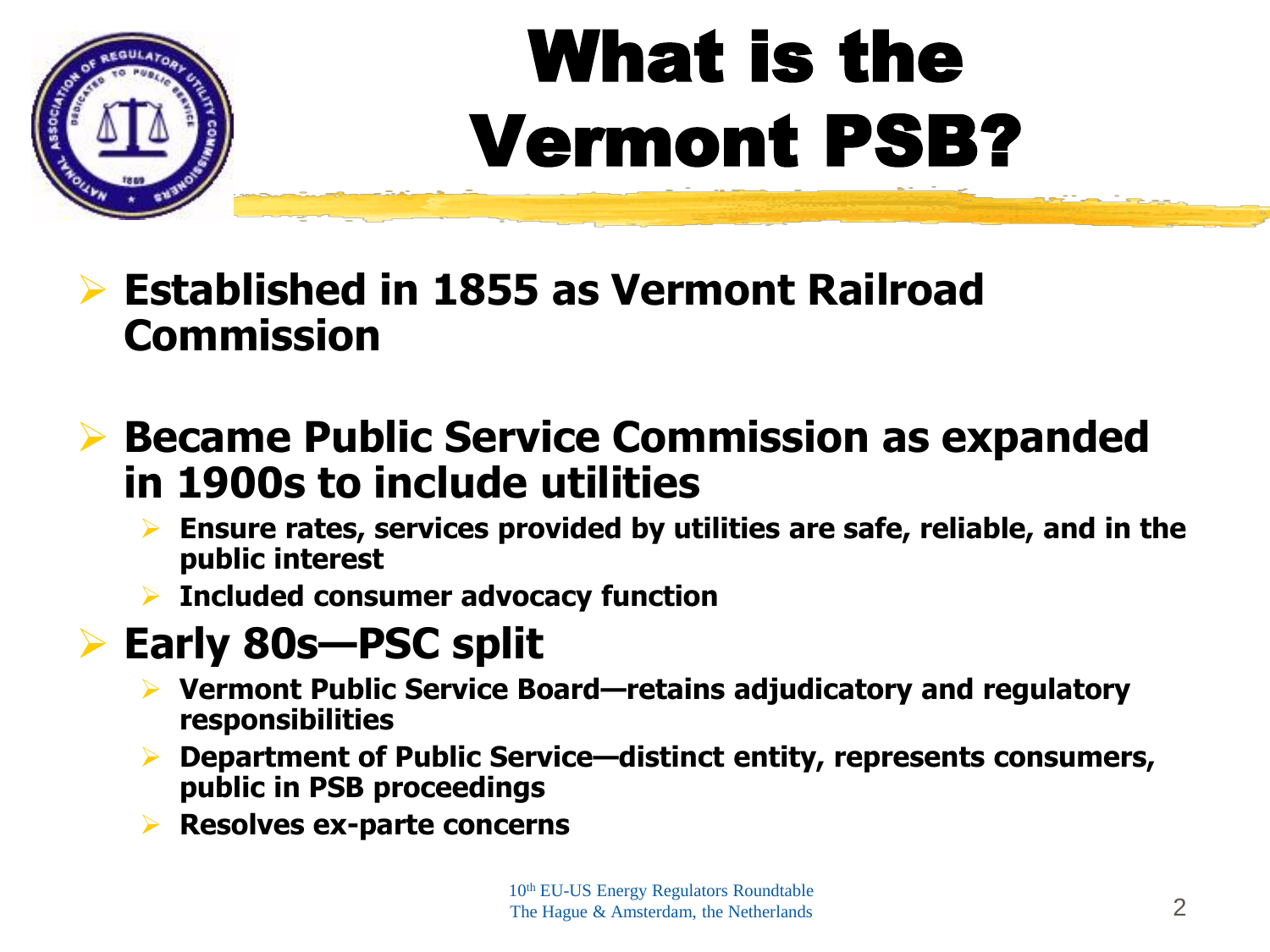# What is the Vermont PSB?

- **Established in 1855 as Vermont Railroad Commission**
- **Became Public Service Commission as expanded in 1900s to include utilities**
  - **Ensure rates, services provided by utilities are safe, reliable, and in the public interest**
  - **Included consumer advocacy function**
- **Early 80s—PSC split**
  - **Vermont Public Service Board—retains adjudicatory and regulatory responsibilities**
  - **Department of Public Service—distinct entity, represents consumers, public in PSB proceedings**
  - **Resolves ex-parte concerns**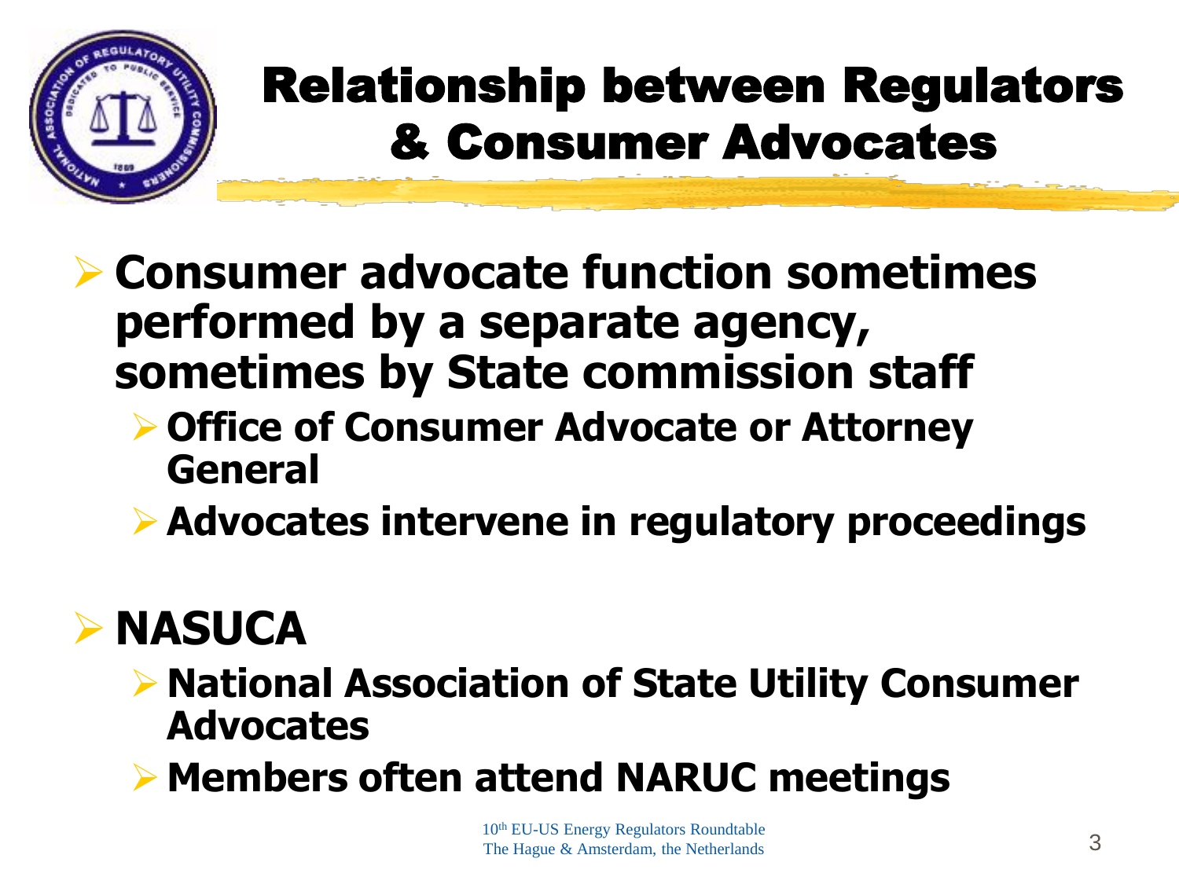# Relationship between Regulators & Consumer Advocates

- **Consumer advocate function sometimes performed by a separate agency, sometimes by State commission staff**
  - **Office of Consumer Advocate or Attorney General**
  - **Advocates intervene in regulatory proceedings**
- **NASUCA**
  - **National Association of State Utility Consumer Advocates**
  - **Members often attend NARUC meetings**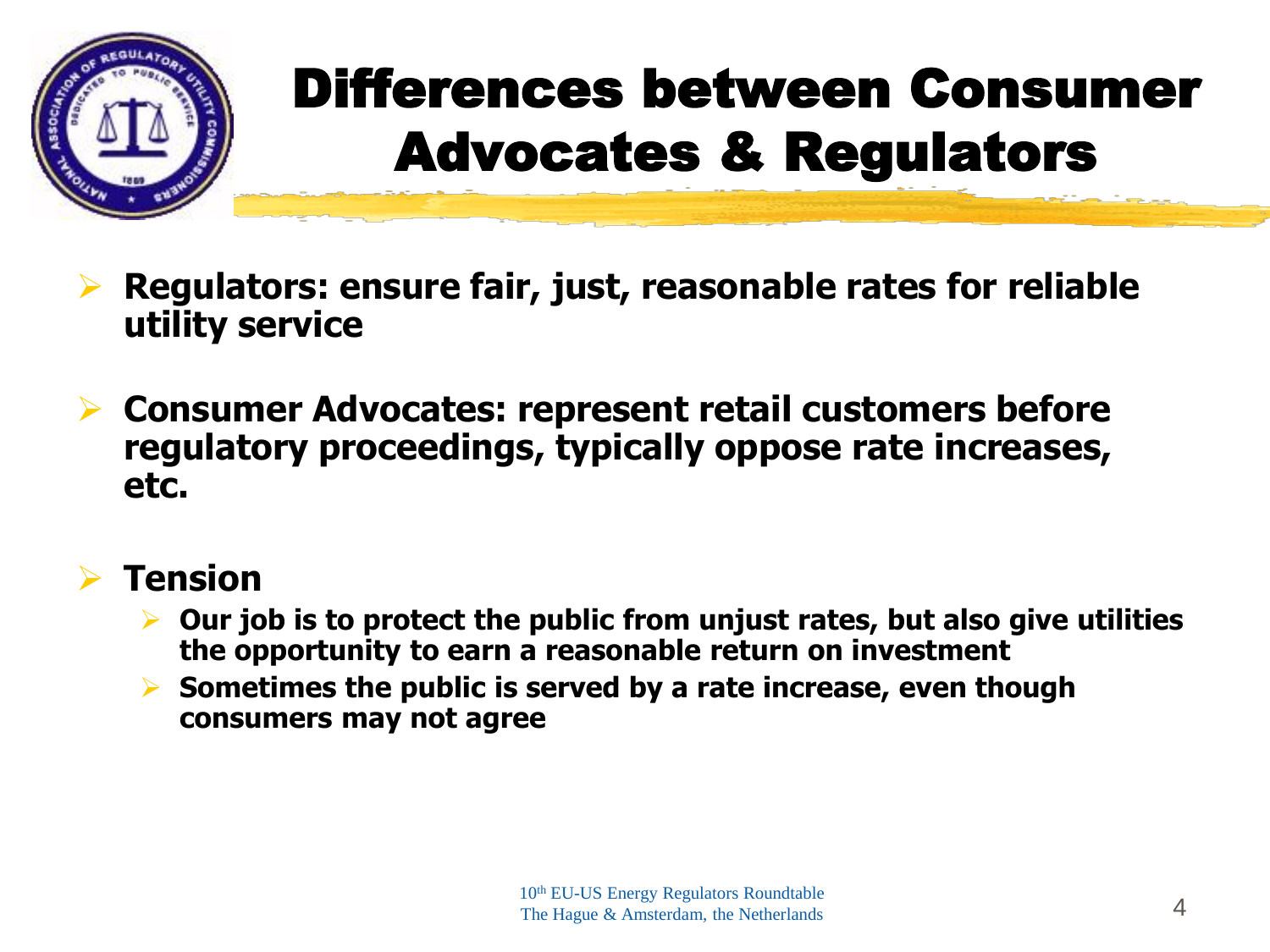# Differences between Consumer Advocates & Regulators

- **Regulators: ensure fair, just, reasonable rates for reliable utility service**
- **Consumer Advocates: represent retail customers before regulatory proceedings, typically oppose rate increases, etc.**
- **Tension**
  - **Our job is to protect the public from unjust rates, but also give utilities the opportunity to earn a reasonable return on investment**
  - **Sometimes the public is served by a rate increase, even though consumers may not agree**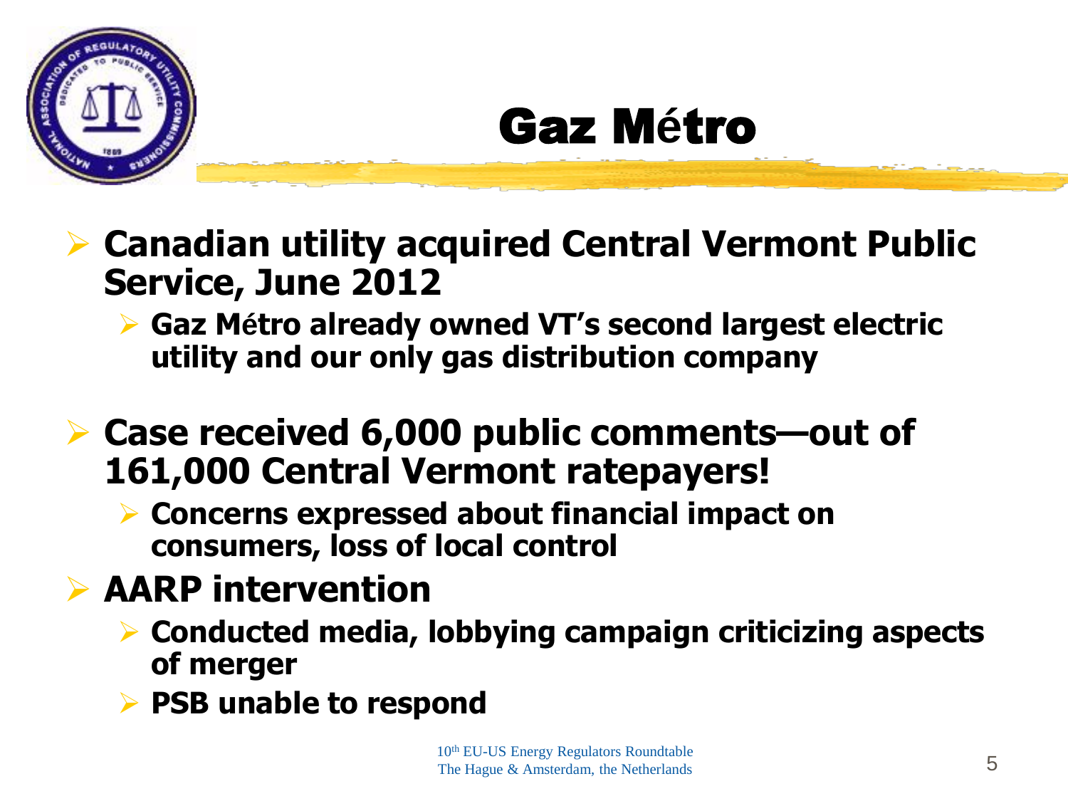# Gaz Métro

- **Canadian utility acquired Central Vermont Public Service, June 2012**
  - **Gaz Métro already owned VT's second largest electric utility and our only gas distribution company**
- **Case received 6,000 public comments—out of 161,000 Central Vermont ratepayers!**
  - **Concerns expressed about financial impact on consumers, loss of local control**
- **AARP intervention**
  - **Conducted media, lobbying campaign criticizing aspects of merger**
  - **PSB unable to respond**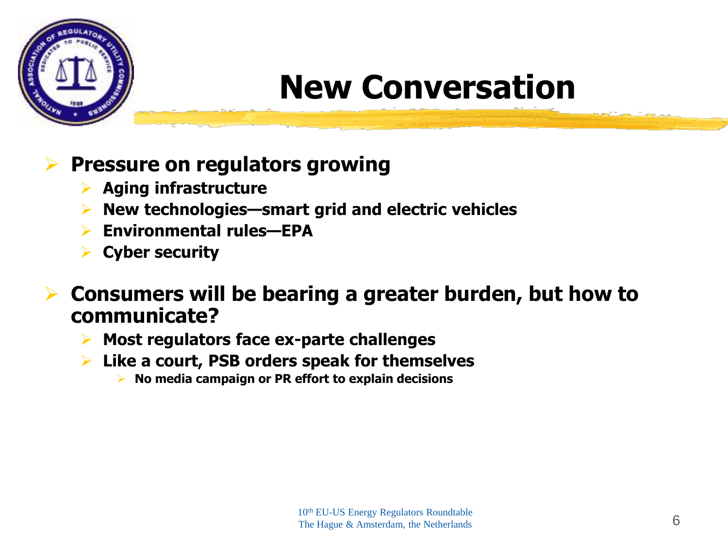# New Conversation

- **Pressure on regulators growing**
  - **Aging infrastructure**
  - **New technologies—smart grid and electric vehicles**
  - **Environmental rules—EPA**
  - **Cyber security**
- **Consumers will be bearing a greater burden, but how to communicate?**
  - **Most regulators face ex-parte challenges**
  - **Like a court, PSB orders speak for themselves**
    - **No media campaign or PR effort to explain decisions**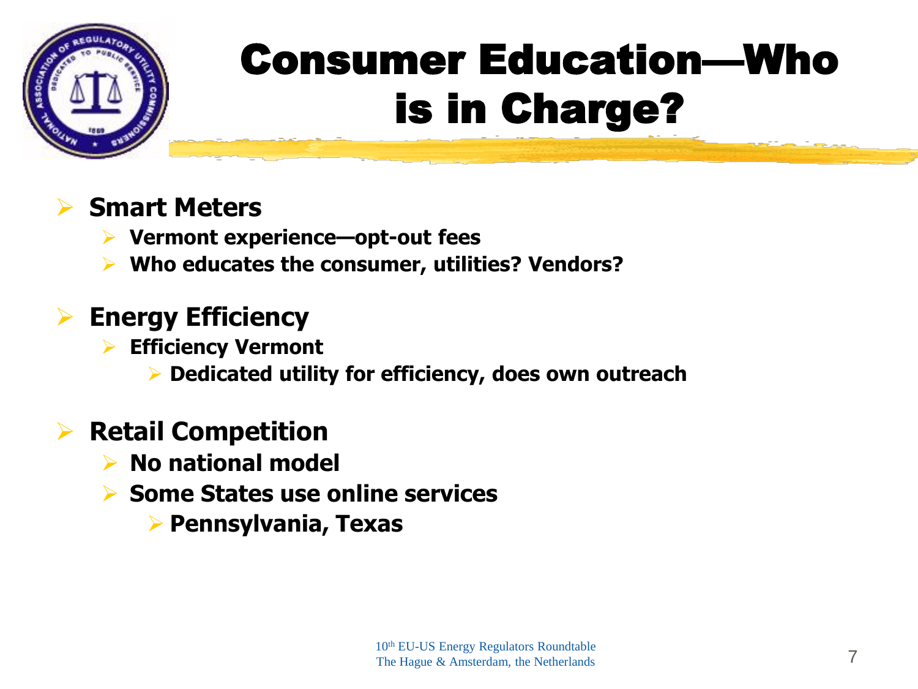# Consumer Education—Who is in Charge?

- **Smart Meters**
  - **Vermont experience—opt-out fees**
  - **Who educates the consumer, utilities? Vendors?**
- **Energy Efficiency**
  - **Efficiency Vermont**
    - **Dedicated utility for efficiency, does own outreach**
- **Retail Competition**
  - **No national model**
  - **Some States use online services**
    - **Pennsylvania, Texas**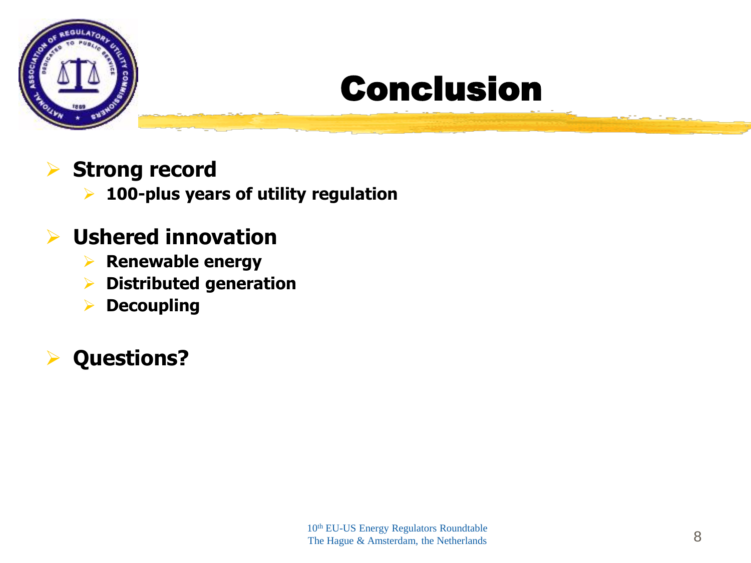# Conclusion

- **Strong record**
  - **100-plus years of utility regulation**
- **Ushered innovation**
  - **Renewable energy**
  - **Distributed generation**
  - **Decoupling**
- **Questions?**